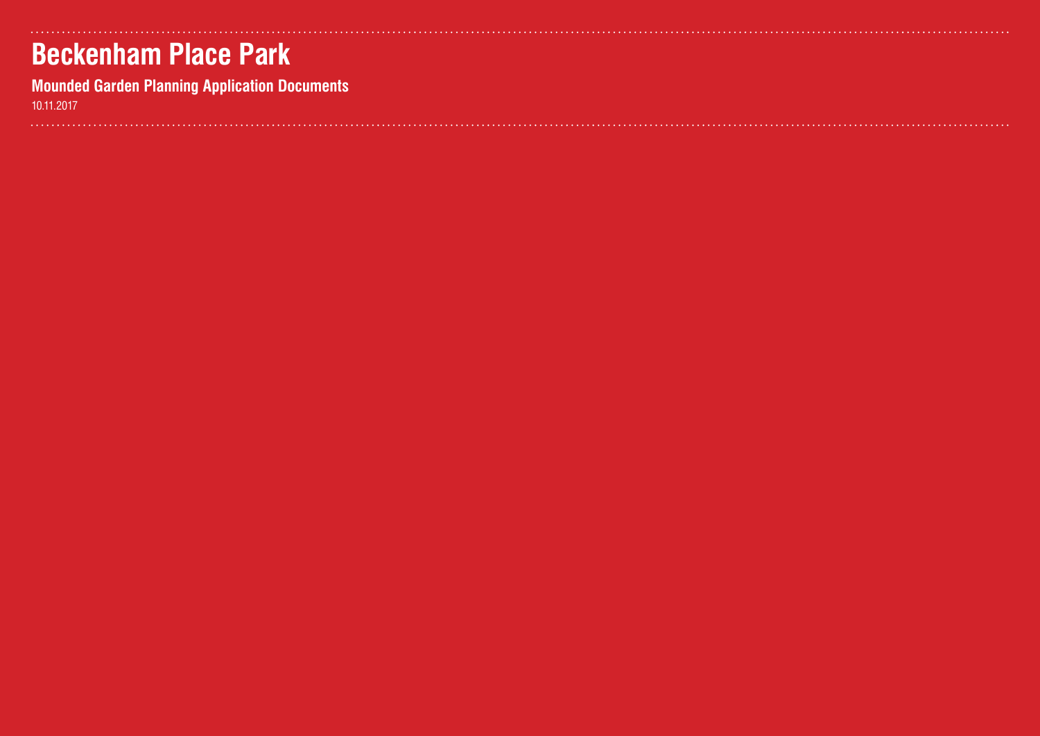# Beckenham Place Park

**Mounded Garden Planning Application Documents**

10.11.2017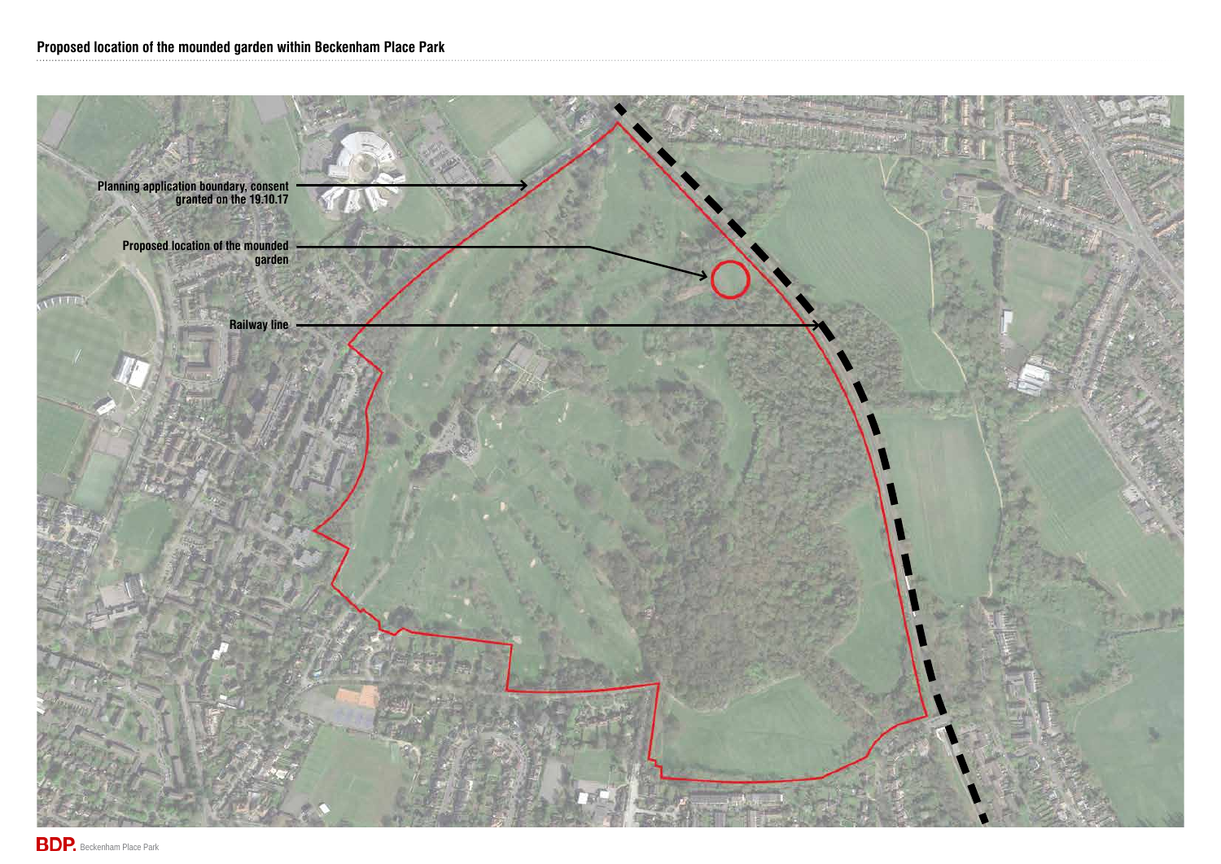## Proposed location of the mounded garden within Beckenham Place Park

Planning application boundary, consent granted on the 19.10.17

Proposed location of the mounded garden

Railway line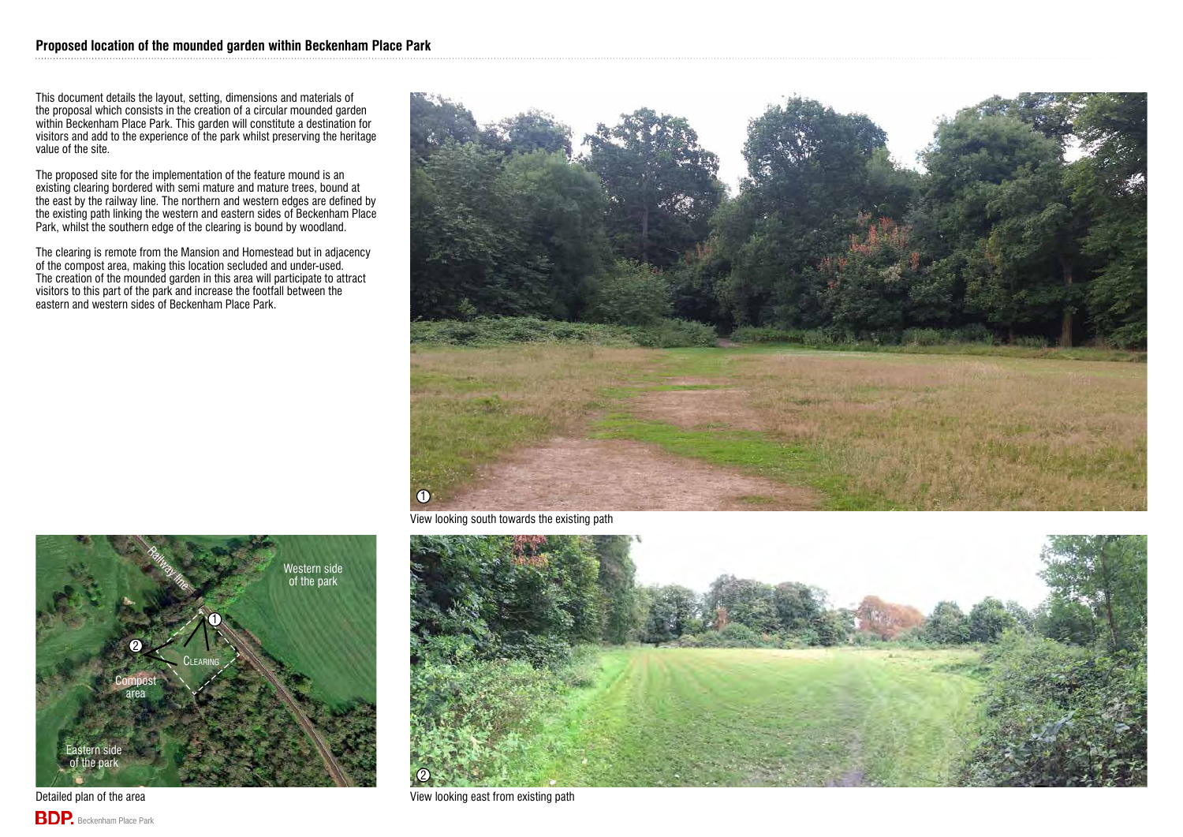## Proposed location of the mounded garden within Beckenham Place Park

This document details the layout, setting, dimensions and materials of the proposal which consists in the creation of a circular mounded garden within Beckenham Place Park. This garden will constitute a destination for visitors and add to the experience of the park whilst preserving the heritage value of the site.

The proposed site for the implementation of the feature mound is an existing clearing bordered with semi mature and mature trees, bound at the east by the railway line. The northern and western edges are defined by the existing path linking the western and eastern sides of Beckenham Place Park, whilst the southern edge of the clearing is bound by woodland.

The clearing is remote from the Mansion and Homestead but in adjacency of the compost area, making this location secluded and under-used. The creation of the mounded garden in this area will participate to attract visitors to this part of the park and increase the footfall between the eastern and western sides of Beckenham Place Park.

View looking south towards the existing path

Railway line

Western side of the park

Clearing

Compost area

Eastern side of the park

Detailed plan of the area

View looking east from existing path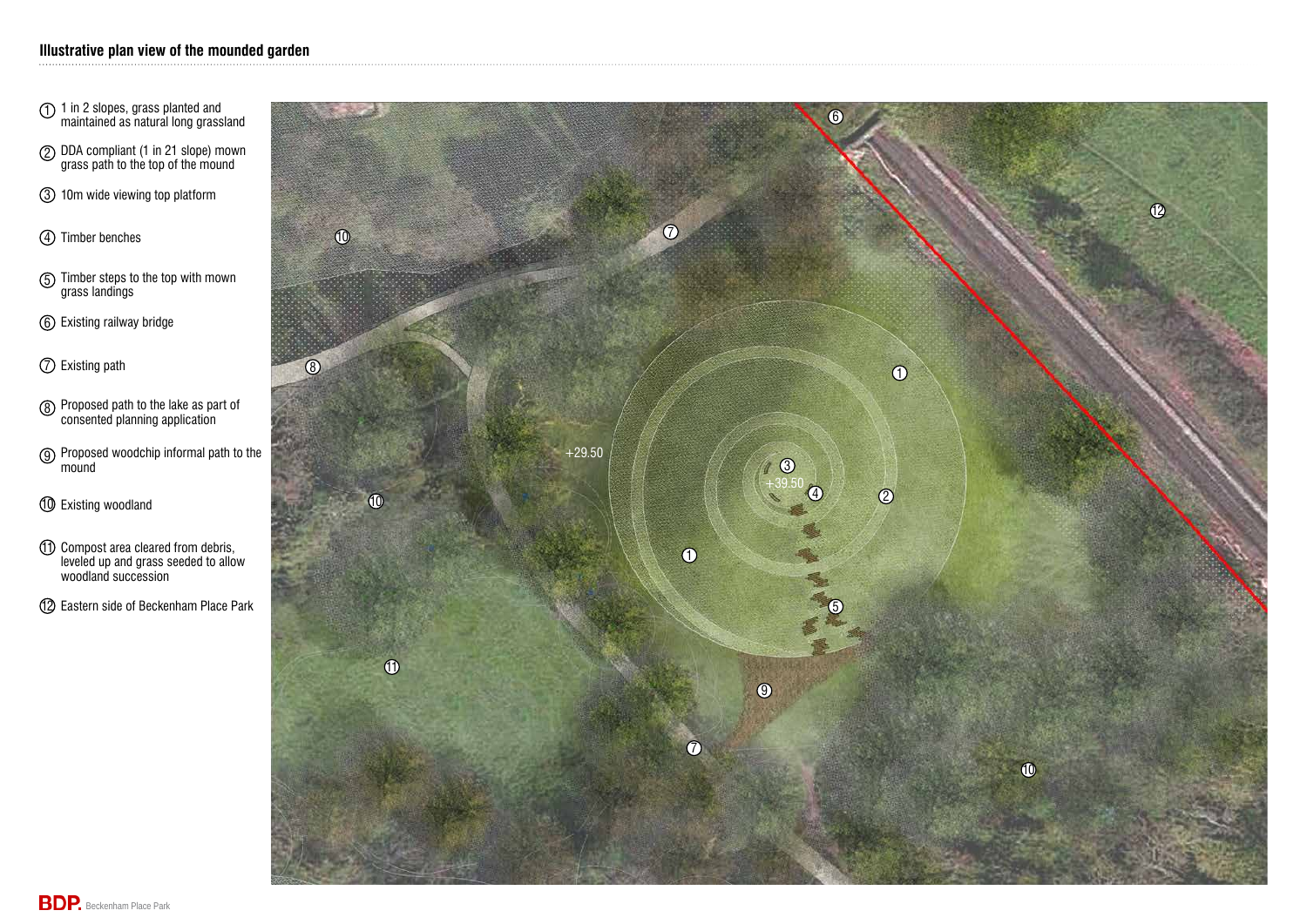## Illustrative plan view of the mounded garden

1. 1 in 2 slopes, grass planted and maintained as natural long grassland
2. DDA compliant (1 in 21 slope) mown grass path to the top of the mound
3. 10m wide viewing top platform
4. Timber benches
5. Timber steps to the top with mown grass landings
6. Existing railway bridge
7. Existing path
8. Proposed path to the lake as part of consented planning application
9. Proposed woodchip informal path to the mound
10. Existing woodland
11. Compost area cleared from debris, leveled up and grass seeded to allow woodland succession
12. Eastern side of Beckenham Place Park

+29.50

+39.50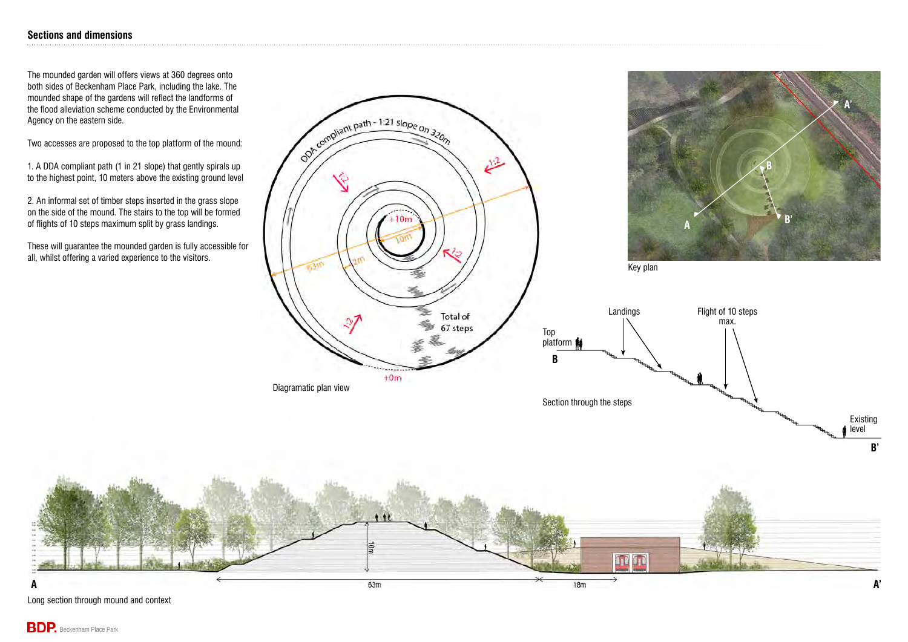## Sections and dimensions

The mounded garden will offers views at 360 degrees onto both sides of Beckenham Place Park, including the lake. The mounded shape of the gardens will reflect the landforms of the flood alleviation scheme conducted by the Environmental Agency on the eastern side.

Two accesses are proposed to the top platform of the mound:

1. A DDA compliant path (1 in 21 slope) that gently spirals up to the highest point, 10 meters above the existing ground level

2. An informal set of timber steps inserted in the grass slope on the side of the mound. The stairs to the top will be formed of flights of 10 steps maximum split by grass landings.

These will guarantee the mounded garden is fully accessible for all, whilst offering a varied experience to the visitors.

DDA compliant path - 1:21 slope on 320m

1:2

+10m

10m

63m

2m

Total of 67 steps

+0m

Diagramatic plan view

A'

B

A

B'

Key plan

Top platform

B

Landings

Flight of 10 steps max.

Existing level

B'

Section through the steps

A

10m

63m

18m

A'

Long section through mound and context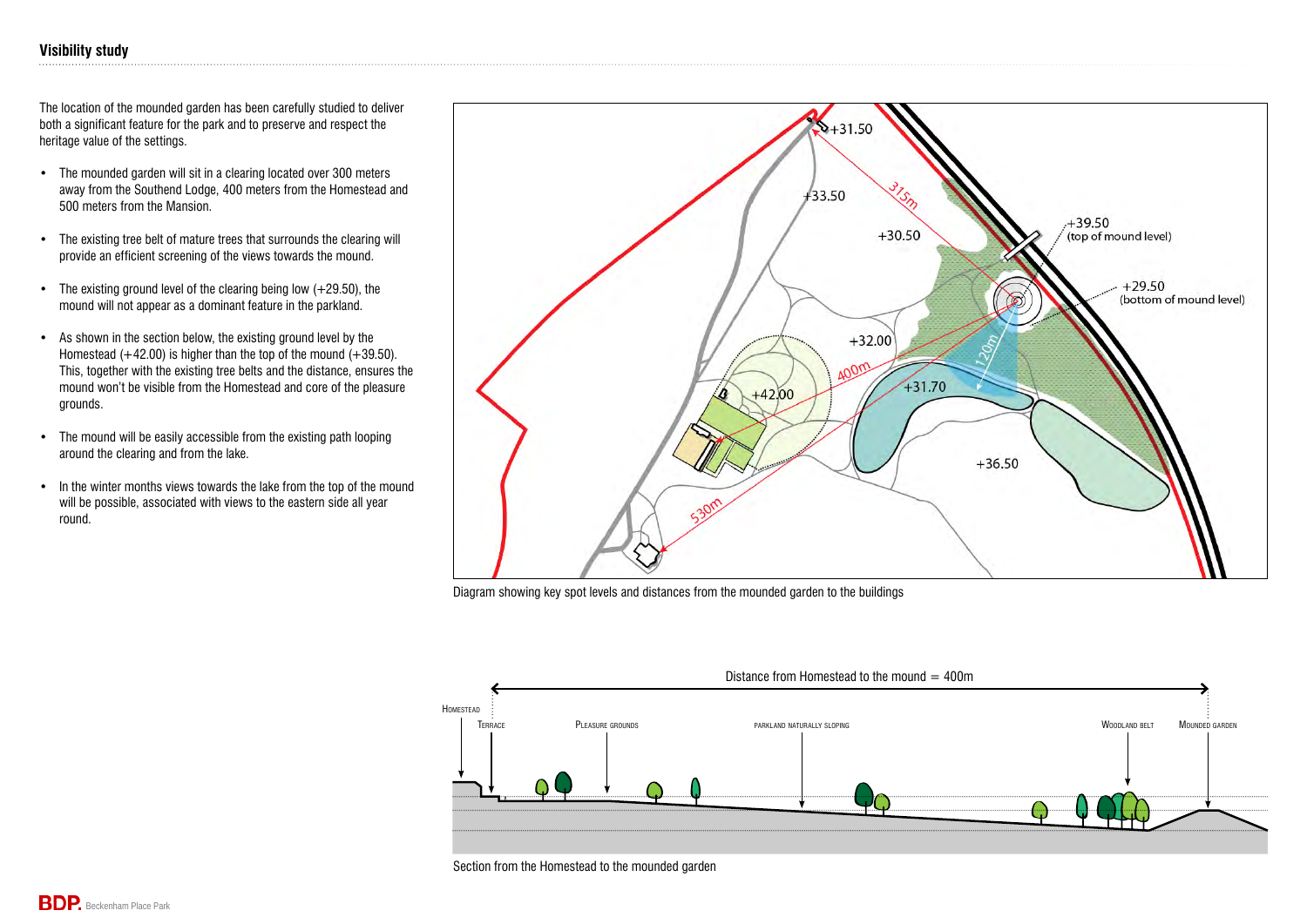## Visibility study

The location of the mounded garden has been carefully studied to deliver both a significant feature for the park and to preserve and respect the heritage value of the settings.

- The mounded garden will sit in a clearing located over 300 meters away from the Southend Lodge, 400 meters from the Homestead and 500 meters from the Mansion.
- The existing tree belt of mature trees that surrounds the clearing will provide an efficient screening of the views towards the mound.
- The existing ground level of the clearing being low (+29.50), the mound will not appear as a dominant feature in the parkland.
- As shown in the section below, the existing ground level by the Homestead (+42.00) is higher than the top of the mound (+39.50). This, together with the existing tree belts and the distance, ensures the mound won't be visible from the Homestead and core of the pleasure grounds.
- The mound will be easily accessible from the existing path looping around the clearing and from the lake.
- In the winter months views towards the lake from the top of the mound will be possible, associated with views to the eastern side all year round.

Diagram showing key spot levels and distances from the mounded garden to the buildings

Section from the Homestead to the mounded garden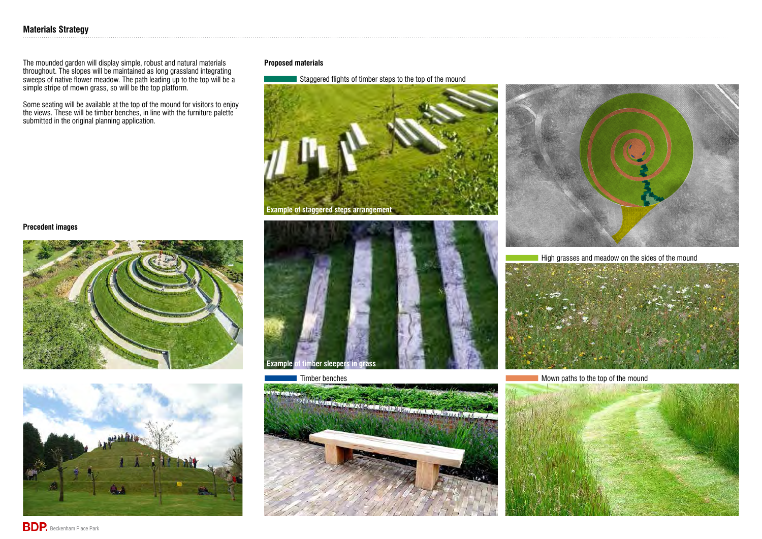## Materials Strategy

The mounded garden will display simple, robust and natural materials throughout. The slopes will be maintained as long grassland integrating sweeps of native flower meadow. The path leading up to the top will be a simple stripe of mown grass, so will be the top platform.

Some seating will be available at the top of the mound for visitors to enjoy the views. These will be timber benches, in line with the furniture palette submitted in the original planning application.

### Precedent images

### Proposed materials

Staggered flights of timber steps to the top of the mound

Example of staggered steps arrangement

Example of timber sleepers in grass

Timber benches

High grasses and meadow on the sides of the mound

Mown paths to the top of the mound